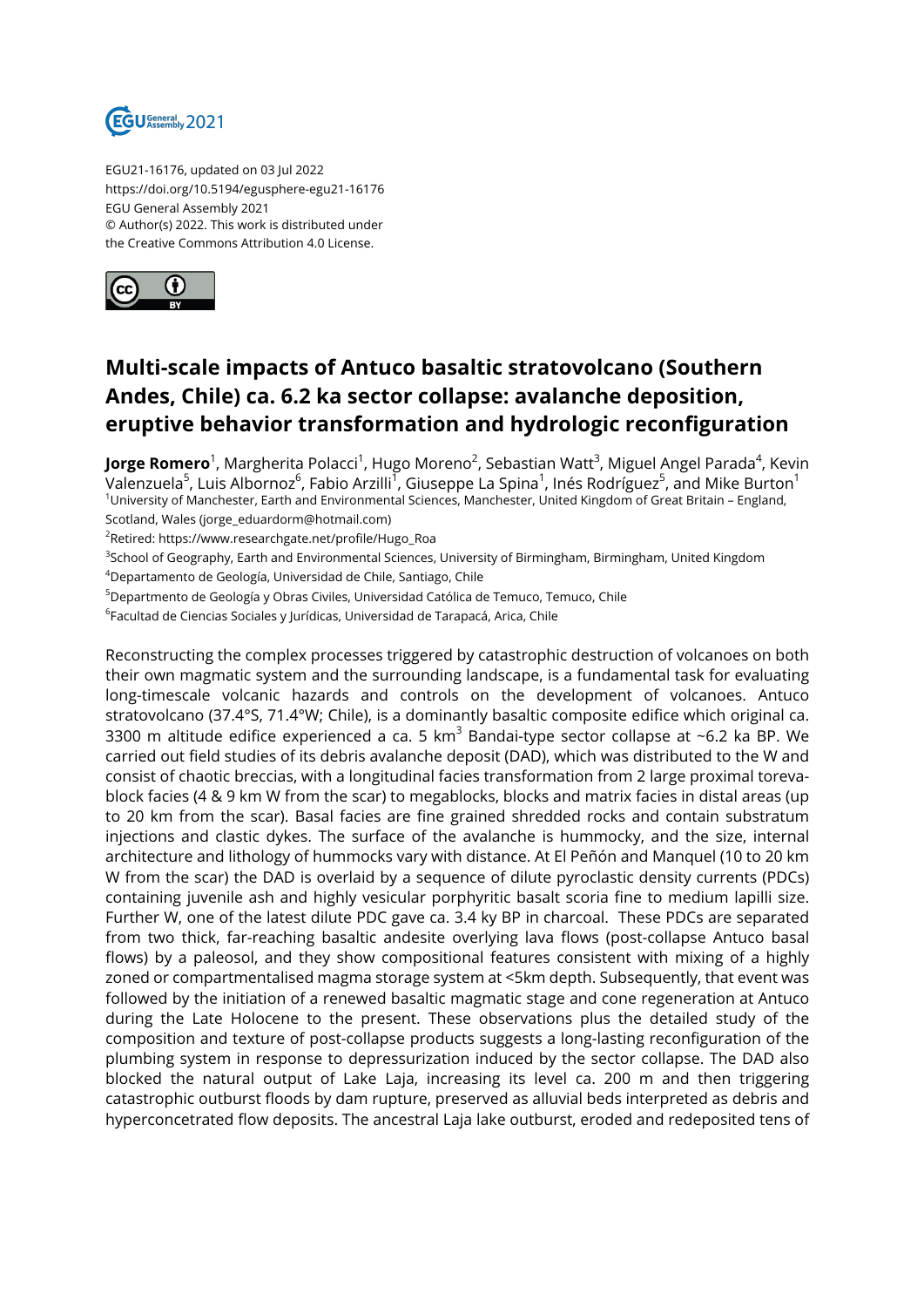EGU21-16176, updated on 03 Jul 2022
https://doi.org/10.5194/egusphere-egu21-16176
EGU General Assembly 2021
© Author(s) 2022. This work is distributed under
the Creative Commons Attribution 4.0 License.

# Multi-scale impacts of Antuco basaltic stratovolcano (Southern Andes, Chile) ca. 6.2 ka sector collapse: avalanche deposition, eruptive behavior transformation and hydrologic reconfiguration

**Jorge Romero**[1], Margherita Polacci[1], Hugo Moreno[2], Sebastian Watt[3], Miguel Angel Parada[4], Kevin Valenzuela[5], Luis Albornoz[6], Fabio Arzilli[1], Giuseppe La Spina[1], Inés Rodríguez[5], and Mike Burton[1]

[1]University of Manchester, Earth and Environmental Sciences, Manchester, United Kingdom of Great Britain – England, Scotland, Wales (jorge_eduardorm@hotmail.com)

[2]Retired: https://www.researchgate.net/profile/Hugo_Roa

[3]School of Geography, Earth and Environmental Sciences, University of Birmingham, Birmingham, United Kingdom

[4]Departamento de Geología, Universidad de Chile, Santiago, Chile

[5]Departmento de Geología y Obras Civiles, Universidad Católica de Temuco, Temuco, Chile

[6]Facultad de Ciencias Sociales y Jurídicas, Universidad de Tarapacá, Arica, Chile

Reconstructing the complex processes triggered by catastrophic destruction of volcanoes on both their own magmatic system and the surrounding landscape, is a fundamental task for evaluating long-timescale volcanic hazards and controls on the development of volcanoes. Antuco stratovolcano (37.4°S, 71.4°W; Chile), is a dominantly basaltic composite edifice which original ca. 3300 m altitude edifice experienced a ca. 5 km$^3$ Bandai-type sector collapse at ~6.2 ka BP. We carried out field studies of its debris avalanche deposit (DAD), which was distributed to the W and consist of chaotic breccias, with a longitudinal facies transformation from 2 large proximal toreva-block facies (4 & 9 km W from the scar) to megablocks, blocks and matrix facies in distal areas (up to 20 km from the scar). Basal facies are fine grained shredded rocks and contain substratum injections and clastic dykes. The surface of the avalanche is hummocky, and the size, internal architecture and lithology of hummocks vary with distance. At El Peñón and Manquel (10 to 20 km W from the scar) the DAD is overlaid by a sequence of dilute pyroclastic density currents (PDCs) containing juvenile ash and highly vesicular porphyritic basalt scoria fine to medium lapilli size. Further W, one of the latest dilute PDC gave ca. 3.4 ky BP in charcoal. These PDCs are separated from two thick, far-reaching basaltic andesite overlying lava flows (post-collapse Antuco basal flows) by a paleosol, and they show compositional features consistent with mixing of a highly zoned or compartmentalised magma storage system at <5km depth. Subsequently, that event was followed by the initiation of a renewed basaltic magmatic stage and cone regeneration at Antuco during the Late Holocene to the present. These observations plus the detailed study of the composition and texture of post-collapse products suggests a long-lasting reconfiguration of the plumbing system in response to depressurization induced by the sector collapse. The DAD also blocked the natural output of Lake Laja, increasing its level ca. 200 m and then triggering catastrophic outburst floods by dam rupture, preserved as alluvial beds interpreted as debris and hyperconcetrated flow deposits. The ancestral Laja lake outburst, eroded and redeposited tens of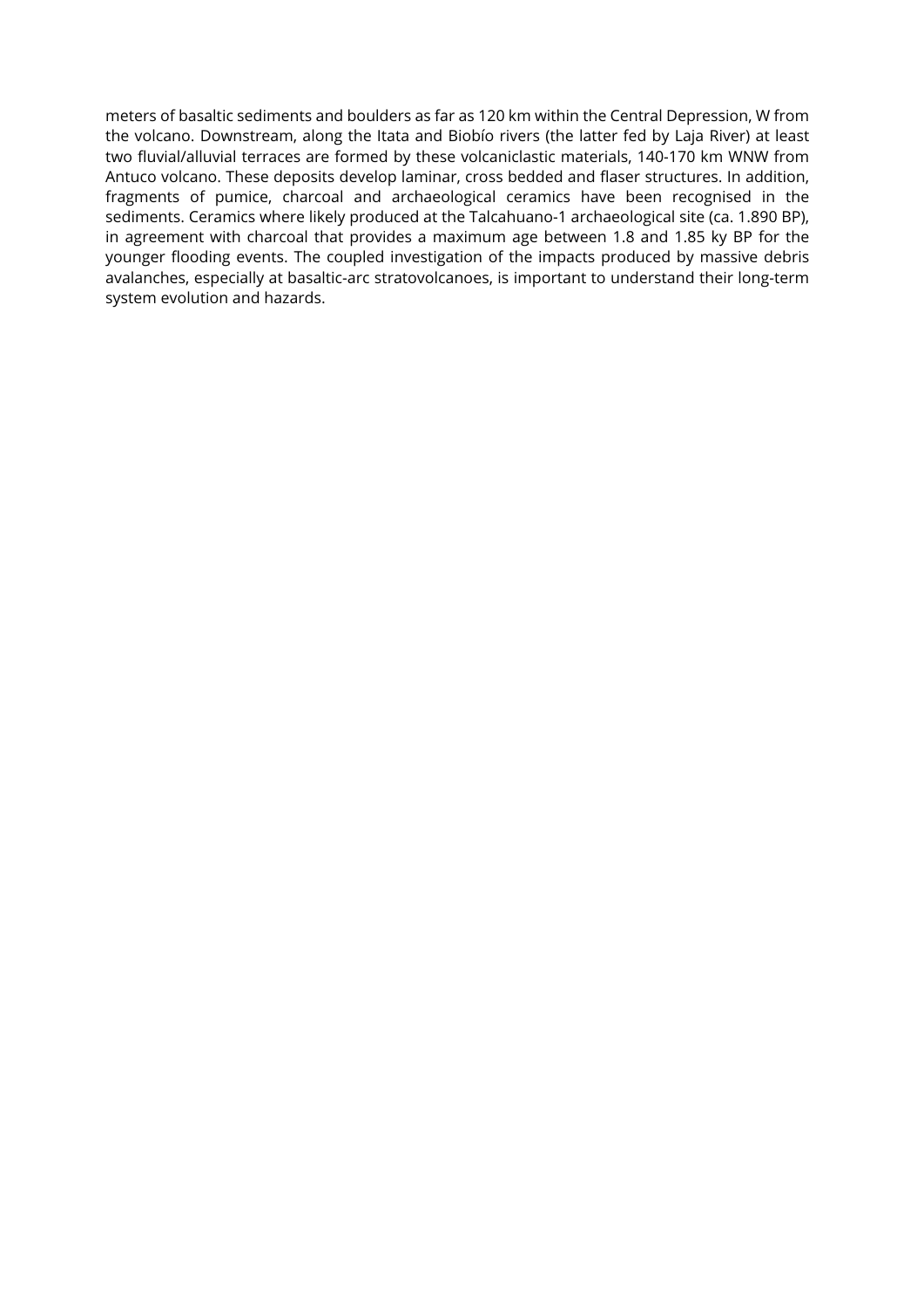meters of basaltic sediments and boulders as far as 120 km within the Central Depression, W from the volcano. Downstream, along the Itata and Biobío rivers (the latter fed by Laja River) at least two fluvial/alluvial terraces are formed by these volcaniclastic materials, 140-170 km WNW from Antuco volcano. These deposits develop laminar, cross bedded and flaser structures. In addition, fragments of pumice, charcoal and archaeological ceramics have been recognised in the sediments. Ceramics where likely produced at the Talcahuano-1 archaeological site (ca. 1.890 BP), in agreement with charcoal that provides a maximum age between 1.8 and 1.85 ky BP for the younger flooding events. The coupled investigation of the impacts produced by massive debris avalanches, especially at basaltic-arc stratovolcanoes, is important to understand their long-term system evolution and hazards.